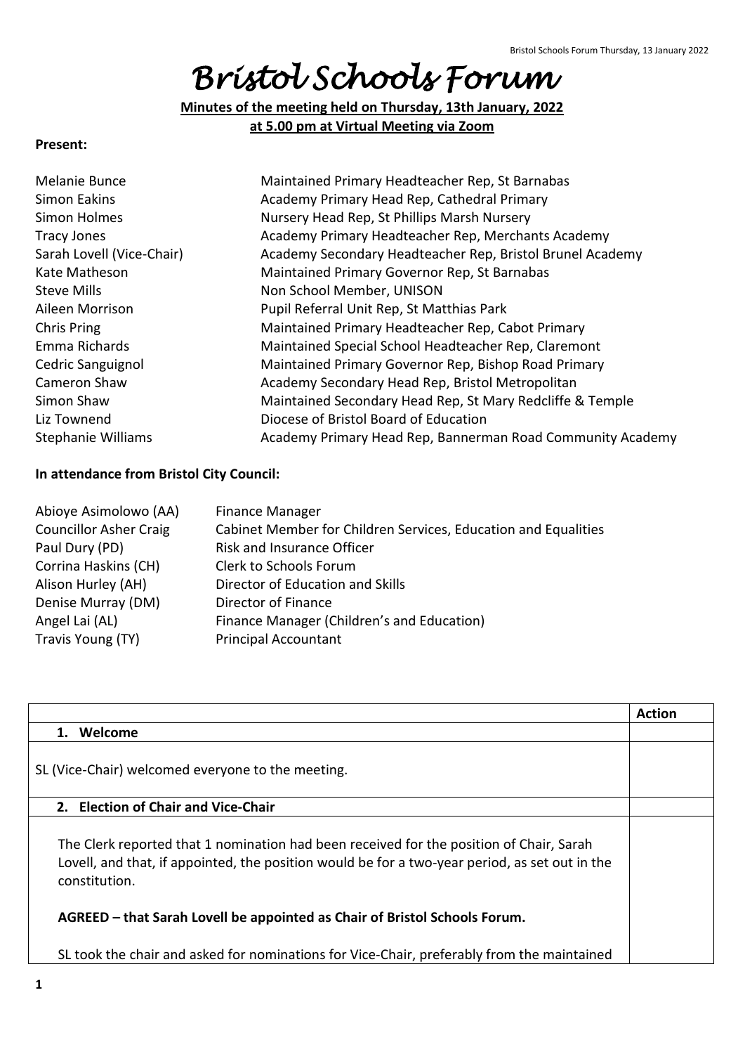# Bristol Schools Forum

**Minutes of the meeting held on Thursday, 13th January, 2022**
**at 5.00 pm at Virtual Meeting via Zoom**

**Present:**

| | |
|---|---|
| Melanie Bunce | Maintained Primary Headteacher Rep, St Barnabas |
| Simon Eakins | Academy Primary Head Rep, Cathedral Primary |
| Simon Holmes | Nursery Head Rep, St Phillips Marsh Nursery |
| Tracy Jones | Academy Primary Headteacher Rep, Merchants Academy |
| Sarah Lovell (Vice-Chair) | Academy Secondary Headteacher Rep, Bristol Brunel Academy |
| Kate Matheson | Maintained Primary Governor Rep, St Barnabas |
| Steve Mills | Non School Member, UNISON |
| Aileen Morrison | Pupil Referral Unit Rep, St Matthias Park |
| Chris Pring | Maintained Primary Headteacher Rep, Cabot Primary |
| Emma Richards | Maintained Special School Headteacher Rep, Claremont |
| Cedric Sanguignol | Maintained Primary Governor Rep, Bishop Road Primary |
| Cameron Shaw | Academy Secondary Head Rep, Bristol Metropolitan |
| Simon Shaw | Maintained Secondary Head Rep, St Mary Redcliffe & Temple |
| Liz Townend | Diocese of Bristol Board of Education |
| Stephanie Williams | Academy Primary Head Rep, Bannerman Road Community Academy |

**In attendance from Bristol City Council:**

| | |
|---|---|
| Abioye Asimolowo (AA) | Finance Manager |
| Councillor Asher Craig | Cabinet Member for Children Services, Education and Equalities |
| Paul Dury (PD) | Risk and Insurance Officer |
| Corrina Haskins (CH) | Clerk to Schools Forum |
| Alison Hurley (AH) | Director of Education and Skills |
| Denise Murray (DM) | Director of Finance |
| Angel Lai (AL) | Finance Manager (Children's and Education) |
| Travis Young (TY) | Principal Accountant |

| | **Action** |
|---|---|
| **1. Welcome** | |
| SL (Vice-Chair) welcomed everyone to the meeting. | |
| **2. Election of Chair and Vice-Chair** | |
| The Clerk reported that 1 nomination had been received for the position of Chair, Sarah Lovell, and that, if appointed, the position would be for a two-year period, as set out in the constitution.<br><br>**AGREED – that Sarah Lovell be appointed as Chair of Bristol Schools Forum.**<br><br>SL took the chair and asked for nominations for Vice-Chair, preferably from the maintained | |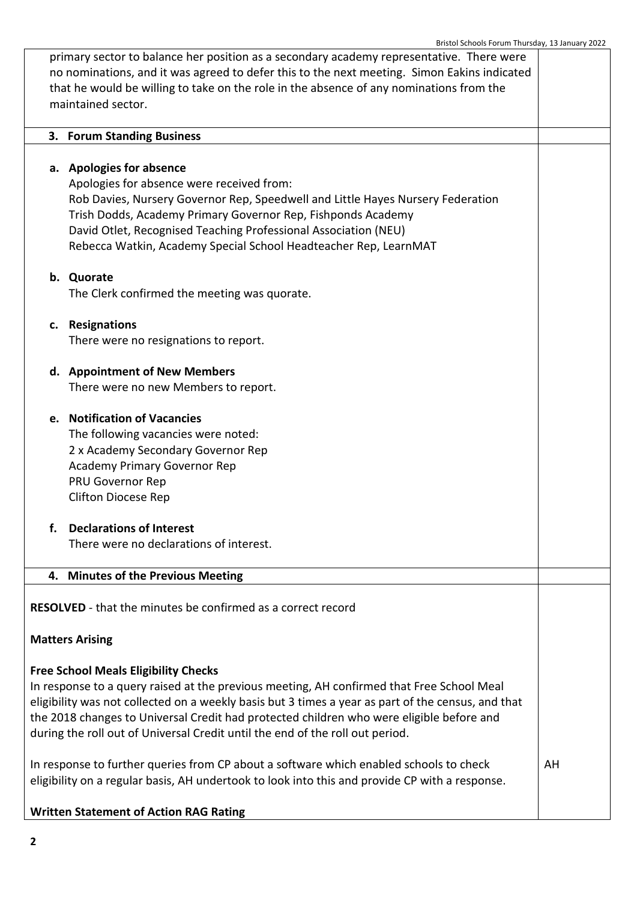primary sector to balance her position as a secondary academy representative. There were no nominations, and it was agreed to defer this to the next meeting. Simon Eakins indicated that he would be willing to take on the role in the absence of any nominations from the maintained sector.

## 3. Forum Standing Business

**a. Apologies for absence**

Apologies for absence were received from:
Rob Davies, Nursery Governor Rep, Speedwell and Little Hayes Nursery Federation
Trish Dodds, Academy Primary Governor Rep, Fishponds Academy
David Otlet, Recognised Teaching Professional Association (NEU)
Rebecca Watkin, Academy Special School Headteacher Rep, LearnMAT

**b. Quorate**

The Clerk confirmed the meeting was quorate.

**c. Resignations**

There were no resignations to report.

**d. Appointment of New Members**

There were no new Members to report.

**e. Notification of Vacancies**

The following vacancies were noted:
2 x Academy Secondary Governor Rep
Academy Primary Governor Rep
PRU Governor Rep
Clifton Diocese Rep

**f. Declarations of Interest**

There were no declarations of interest.

## 4. Minutes of the Previous Meeting

**RESOLVED** - that the minutes be confirmed as a correct record

**Matters Arising**

**Free School Meals Eligibility Checks**

In response to a query raised at the previous meeting, AH confirmed that Free School Meal eligibility was not collected on a weekly basis but 3 times a year as part of the census, and that the 2018 changes to Universal Credit had protected children who were eligible before and during the roll out of Universal Credit until the end of the roll out period.

In response to further queries from CP about a software which enabled schools to check eligibility on a regular basis, AH undertook to look into this and provide CP with a response. **Action: AH**

**Written Statement of Action RAG Rating**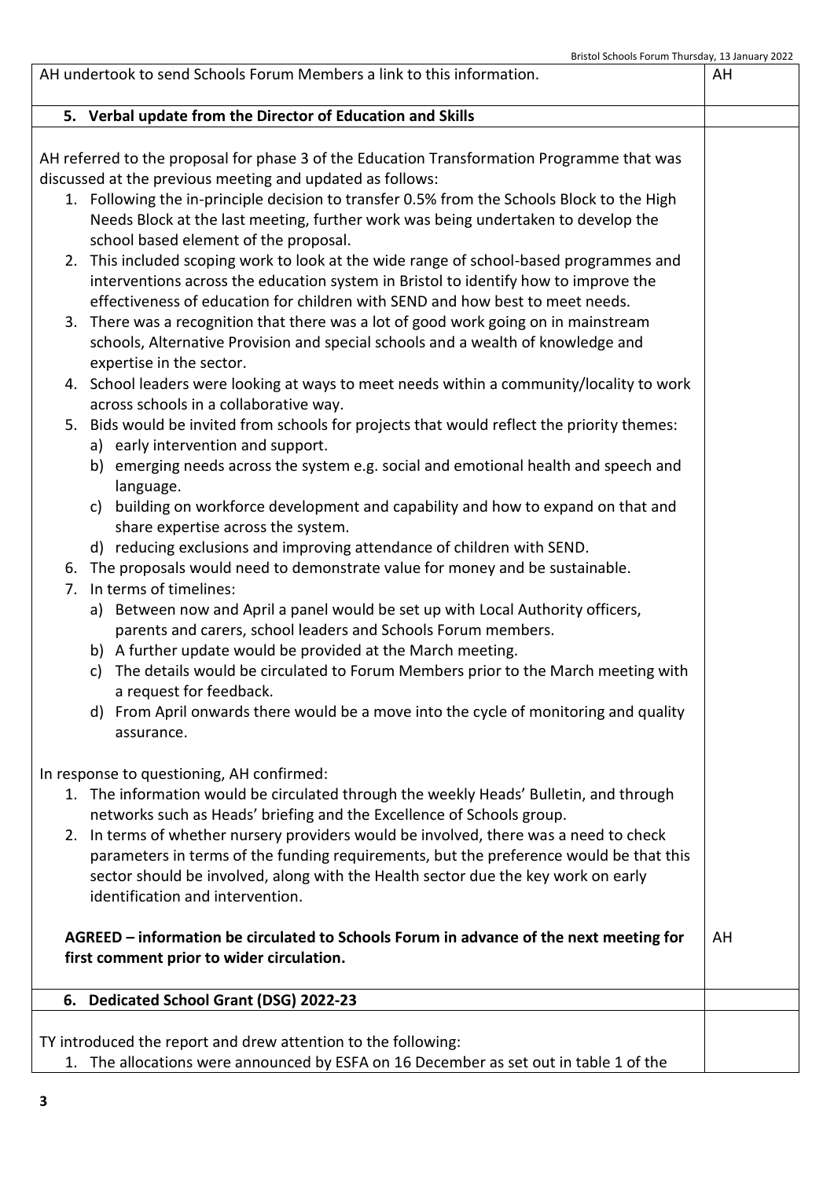| | |
|---|---|
| AH undertook to send Schools Forum Members a link to this information. | AH |
| **5. Verbal update from the Director of Education and Skills** | |
| AH referred to the proposal for phase 3 of the Education Transformation Programme that was discussed at the previous meeting and updated as follows:<br>1. Following the in-principle decision to transfer 0.5% from the Schools Block to the High Needs Block at the last meeting, further work was being undertaken to develop the school based element of the proposal.<br>2. This included scoping work to look at the wide range of school-based programmes and interventions across the education system in Bristol to identify how to improve the effectiveness of education for children with SEND and how best to meet needs.<br>3. There was a recognition that there was a lot of good work going on in mainstream schools, Alternative Provision and special schools and a wealth of knowledge and expertise in the sector.<br>4. School leaders were looking at ways to meet needs within a community/locality to work across schools in a collaborative way.<br>5. Bids would be invited from schools for projects that would reflect the priority themes:<br>a) early intervention and support.<br>b) emerging needs across the system e.g. social and emotional health and speech and language.<br>c) building on workforce development and capability and how to expand on that and share expertise across the system.<br>d) reducing exclusions and improving attendance of children with SEND.<br>6. The proposals would need to demonstrate value for money and be sustainable.<br>7. In terms of timelines:<br>a) Between now and April a panel would be set up with Local Authority officers, parents and carers, school leaders and Schools Forum members.<br>b) A further update would be provided at the March meeting.<br>c) The details would be circulated to Forum Members prior to the March meeting with a request for feedback.<br>d) From April onwards there would be a move into the cycle of monitoring and quality assurance.<br><br>In response to questioning, AH confirmed:<br>1. The information would be circulated through the weekly Heads' Bulletin, and through networks such as Heads' briefing and the Excellence of Schools group.<br>2. In terms of whether nursery providers would be involved, there was a need to check parameters in terms of the funding requirements, but the preference would be that this sector should be involved, along with the Health sector due the key work on early identification and intervention.<br><br>**AGREED – information be circulated to Schools Forum in advance of the next meeting for first comment prior to wider circulation.** | AH |
| **6. Dedicated School Grant (DSG) 2022-23** | |
| TY introduced the report and drew attention to the following:<br>1. The allocations were announced by ESFA on 16 December as set out in table 1 of the | |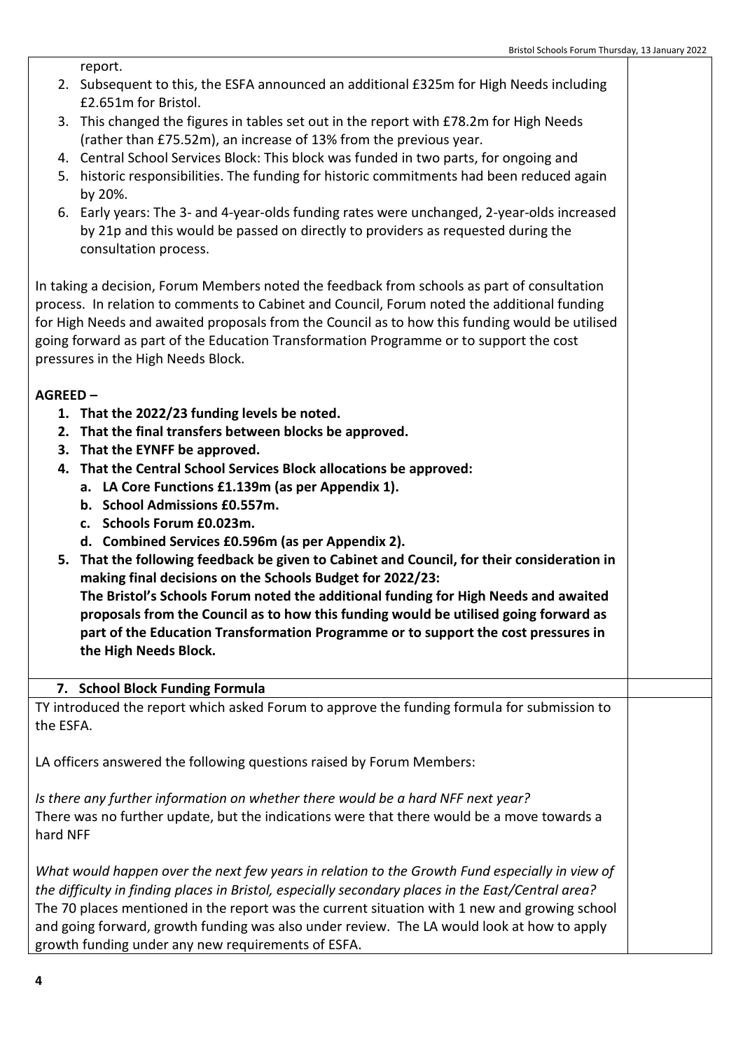report.

2. Subsequent to this, the ESFA announced an additional £325m for High Needs including £2.651m for Bristol.
3. This changed the figures in tables set out in the report with £78.2m for High Needs (rather than £75.52m), an increase of 13% from the previous year.
4. Central School Services Block: This block was funded in two parts, for ongoing and
5. historic responsibilities. The funding for historic commitments had been reduced again by 20%.
6. Early years: The 3- and 4-year-olds funding rates were unchanged, 2-year-olds increased by 21p and this would be passed on directly to providers as requested during the consultation process.

In taking a decision, Forum Members noted the feedback from schools as part of consultation process. In relation to comments to Cabinet and Council, Forum noted the additional funding for High Needs and awaited proposals from the Council as to how this funding would be utilised going forward as part of the Education Transformation Programme or to support the cost pressures in the High Needs Block.

**AGREED –**

1. **That the 2022/23 funding levels be noted.**
2. **That the final transfers between blocks be approved.**
3. **That the EYNFF be approved.**
4. **That the Central School Services Block allocations be approved:**
   a. **LA Core Functions £1.139m (as per Appendix 1).**
   b. **School Admissions £0.557m.**
   c. **Schools Forum £0.023m.**
   d. **Combined Services £0.596m (as per Appendix 2).**
5. **That the following feedback be given to Cabinet and Council, for their consideration in making final decisions on the Schools Budget for 2022/23:**
   **The Bristol's Schools Forum noted the additional funding for High Needs and awaited proposals from the Council as to how this funding would be utilised going forward as part of the Education Transformation Programme or to support the cost pressures in the High Needs Block.**

**7. School Block Funding Formula**

TY introduced the report which asked Forum to approve the funding formula for submission to the ESFA.

LA officers answered the following questions raised by Forum Members:

*Is there any further information on whether there would be a hard NFF next year?*
There was no further update, but the indications were that there would be a move towards a hard NFF

*What would happen over the next few years in relation to the Growth Fund especially in view of the difficulty in finding places in Bristol, especially secondary places in the East/Central area?*
The 70 places mentioned in the report was the current situation with 1 new and growing school and going forward, growth funding was also under review. The LA would look at how to apply growth funding under any new requirements of ESFA.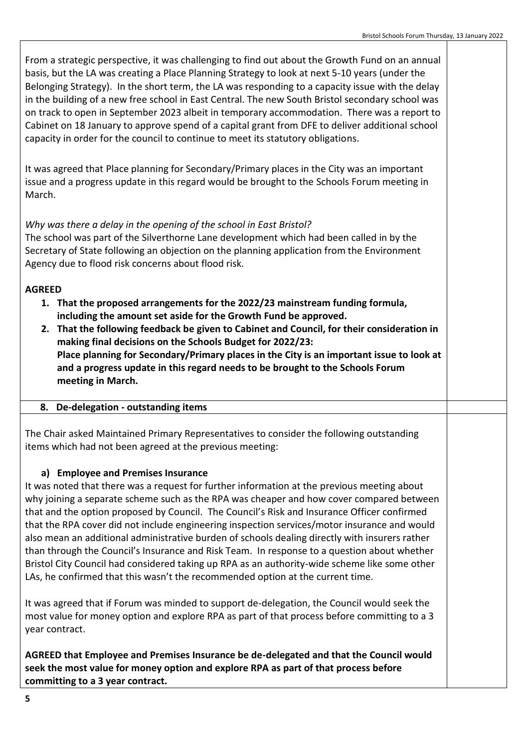From a strategic perspective, it was challenging to find out about the Growth Fund on an annual basis, but the LA was creating a Place Planning Strategy to look at next 5-10 years (under the Belonging Strategy). In the short term, the LA was responding to a capacity issue with the delay in the building of a new free school in East Central. The new South Bristol secondary school was on track to open in September 2023 albeit in temporary accommodation. There was a report to Cabinet on 18 January to approve spend of a capital grant from DFE to deliver additional school capacity in order for the council to continue to meet its statutory obligations.

It was agreed that Place planning for Secondary/Primary places in the City was an important issue and a progress update in this regard would be brought to the Schools Forum meeting in March.

*Why was there a delay in the opening of the school in East Bristol?*
The school was part of the Silverthorne Lane development which had been called in by the Secretary of State following an objection on the planning application from the Environment Agency due to flood risk concerns about flood risk.

**AGREED**

1. **That the proposed arrangements for the 2022/23 mainstream funding formula, including the amount set aside for the Growth Fund be approved.**
2. **That the following feedback be given to Cabinet and Council, for their consideration in making final decisions on the Schools Budget for 2022/23:**
   **Place planning for Secondary/Primary places in the City is an important issue to look at and a progress update in this regard needs to be brought to the Schools Forum meeting in March.**

## 8. De-delegation - outstanding items

The Chair asked Maintained Primary Representatives to consider the following outstanding items which had not been agreed at the previous meeting:

### a) Employee and Premises Insurance

It was noted that there was a request for further information at the previous meeting about why joining a separate scheme such as the RPA was cheaper and how cover compared between that and the option proposed by Council. The Council's Risk and Insurance Officer confirmed that the RPA cover did not include engineering inspection services/motor insurance and would also mean an additional administrative burden of schools dealing directly with insurers rather than through the Council's Insurance and Risk Team. In response to a question about whether Bristol City Council had considered taking up RPA as an authority-wide scheme like some other LAs, he confirmed that this wasn't the recommended option at the current time.

It was agreed that if Forum was minded to support de-delegation, the Council would seek the most value for money option and explore RPA as part of that process before committing to a 3 year contract.

**AGREED that Employee and Premises Insurance be de-delegated and that the Council would seek the most value for money option and explore RPA as part of that process before committing to a 3 year contract.**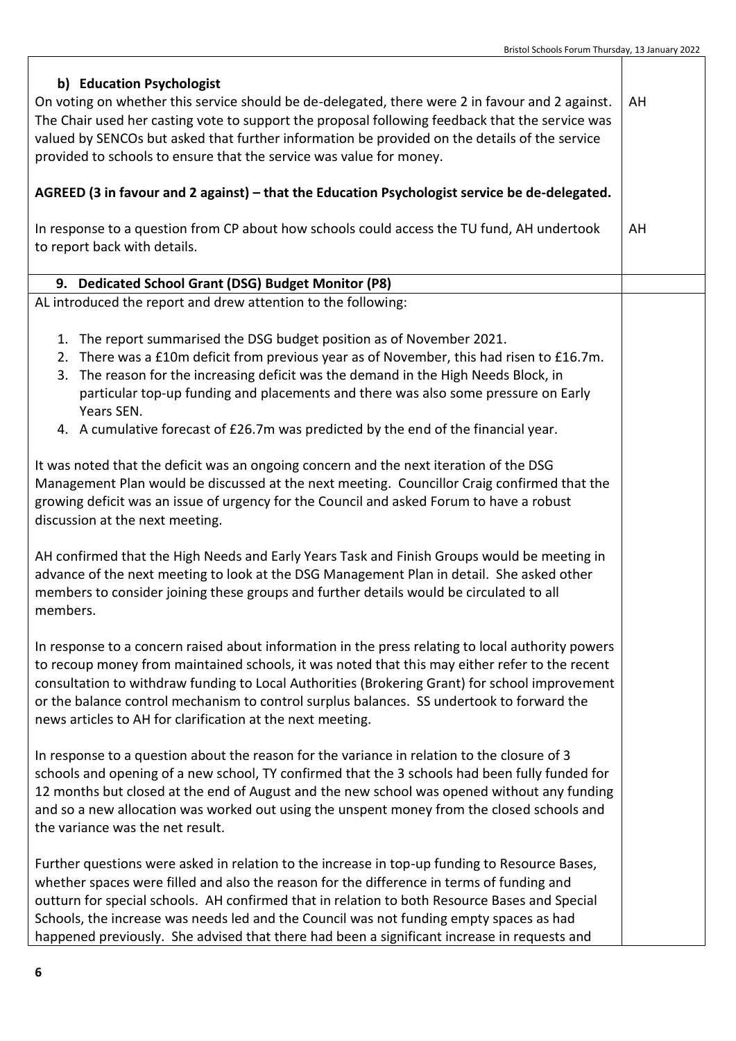**b) Education Psychologist**

On voting on whether this service should be de-delegated, there were 2 in favour and 2 against. The Chair used her casting vote to support the proposal following feedback that the service was valued by SENCOs but asked that further information be provided on the details of the service provided to schools to ensure that the service was value for money. — AH

**AGREED (3 in favour and 2 against) – that the Education Psychologist service be de-delegated.**

In response to a question from CP about how schools could access the TU fund, AH undertook to report back with details. — AH

## 9. Dedicated School Grant (DSG) Budget Monitor (P8)

AL introduced the report and drew attention to the following:

1. The report summarised the DSG budget position as of November 2021.
2. There was a £10m deficit from previous year as of November, this had risen to £16.7m.
3. The reason for the increasing deficit was the demand in the High Needs Block, in particular top-up funding and placements and there was also some pressure on Early Years SEN.
4. A cumulative forecast of £26.7m was predicted by the end of the financial year.

It was noted that the deficit was an ongoing concern and the next iteration of the DSG Management Plan would be discussed at the next meeting. Councillor Craig confirmed that the growing deficit was an issue of urgency for the Council and asked Forum to have a robust discussion at the next meeting.

AH confirmed that the High Needs and Early Years Task and Finish Groups would be meeting in advance of the next meeting to look at the DSG Management Plan in detail. She asked other members to consider joining these groups and further details would be circulated to all members.

In response to a concern raised about information in the press relating to local authority powers to recoup money from maintained schools, it was noted that this may either refer to the recent consultation to withdraw funding to Local Authorities (Brokering Grant) for school improvement or the balance control mechanism to control surplus balances. SS undertook to forward the news articles to AH for clarification at the next meeting.

In response to a question about the reason for the variance in relation to the closure of 3 schools and opening of a new school, TY confirmed that the 3 schools had been fully funded for 12 months but closed at the end of August and the new school was opened without any funding and so a new allocation was worked out using the unspent money from the closed schools and the variance was the net result.

Further questions were asked in relation to the increase in top-up funding to Resource Bases, whether spaces were filled and also the reason for the difference in terms of funding and outturn for special schools. AH confirmed that in relation to both Resource Bases and Special Schools, the increase was needs led and the Council was not funding empty spaces as had happened previously. She advised that there had been a significant increase in requests and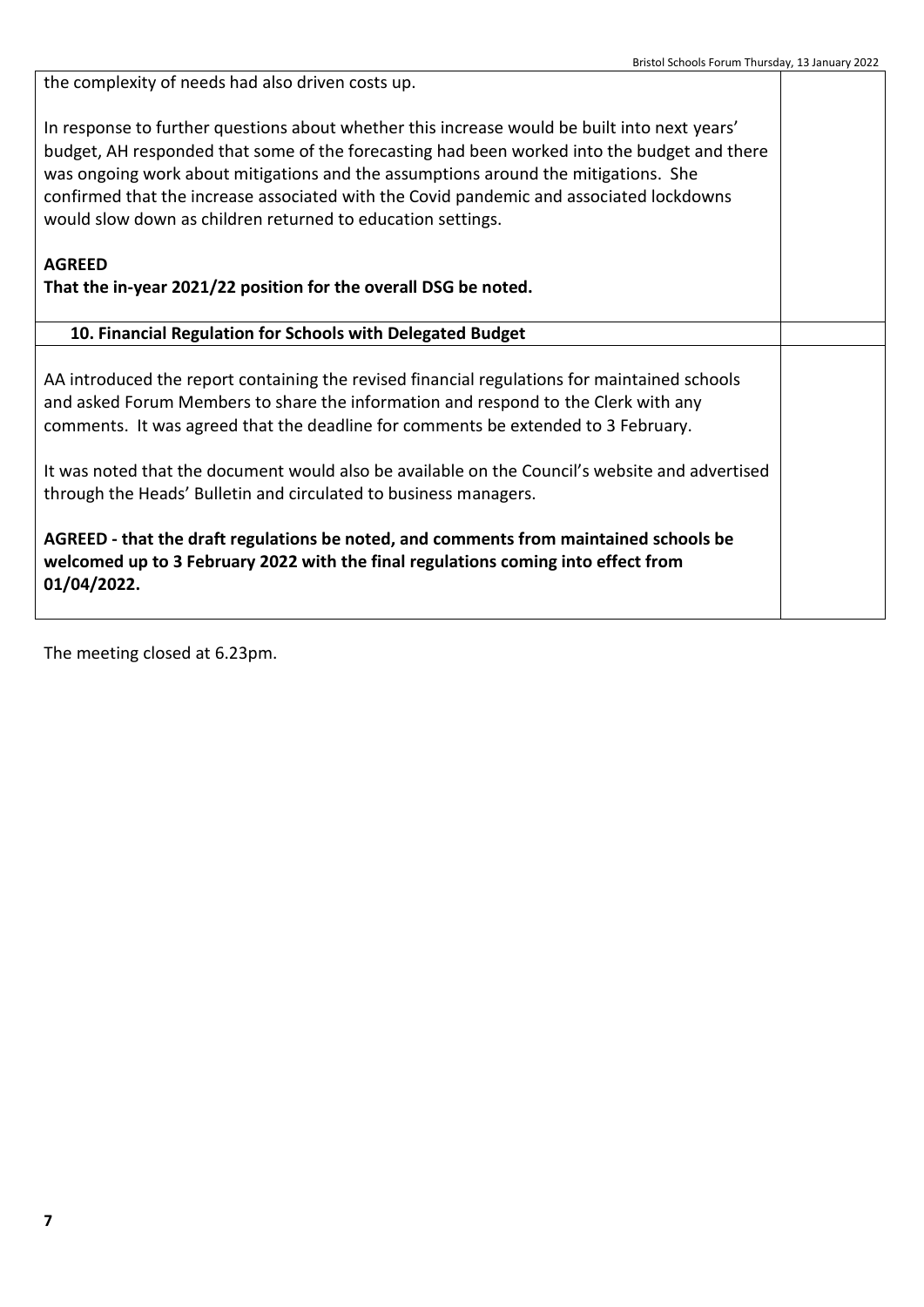the complexity of needs had also driven costs up.

In response to further questions about whether this increase would be built into next years' budget, AH responded that some of the forecasting had been worked into the budget and there was ongoing work about mitigations and the assumptions around the mitigations. She confirmed that the increase associated with the Covid pandemic and associated lockdowns would slow down as children returned to education settings.

**AGREED**
**That the in-year 2021/22 position for the overall DSG be noted.**

**10. Financial Regulation for Schools with Delegated Budget**

AA introduced the report containing the revised financial regulations for maintained schools and asked Forum Members to share the information and respond to the Clerk with any comments. It was agreed that the deadline for comments be extended to 3 February.

It was noted that the document would also be available on the Council's website and advertised through the Heads' Bulletin and circulated to business managers.

**AGREED - that the draft regulations be noted, and comments from maintained schools be welcomed up to 3 February 2022 with the final regulations coming into effect from 01/04/2022.**

The meeting closed at 6.23pm.